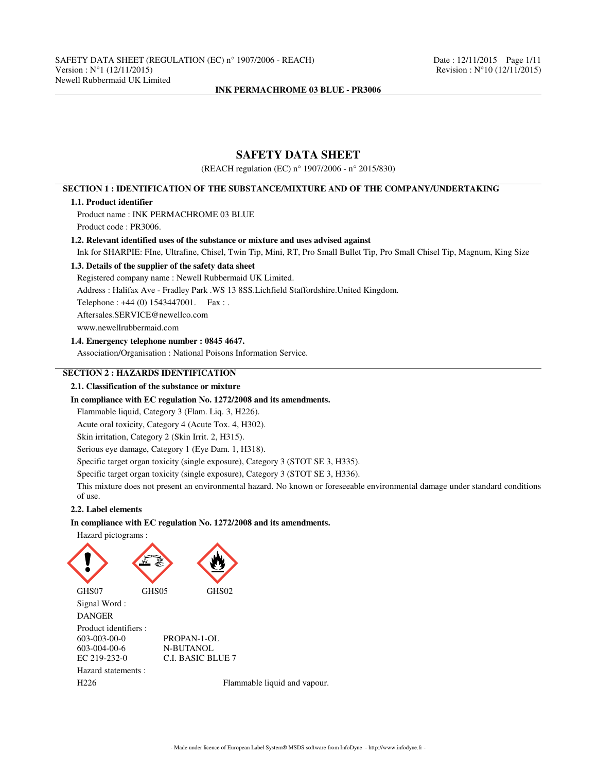# SAFETY DATA SHEET

(REACH regulation (EC) n° 1907/2006 - n° 2015/830)

## SECTION 1 : IDENTIFICATION OF THE SUBSTANCE/MIXTURE AND OF THE COMPANY/UNDERTAKING

### 1.1. Product identifier

Product name : INK PERMACHROME 03 BLUE

Product code : PR3006.

### 1.2. Relevant identified uses of the substance or mixture and uses advised against

Ink for SHARPIE: FIne, Ultrafine, Chisel, Twin Tip, Mini, RT, Pro Small Bullet Tip, Pro Small Chisel Tip, Magnum, King Size

### 1.3. Details of the supplier of the safety data sheet

Registered company name : Newell Rubbermaid UK Limited.

Address : Halifax Ave - Fradley Park .WS 13 8SS.Lichfield Staffordshire.United Kingdom.

Telephone : +44 (0) 1543447001.    Fax : .

Aftersales.SERVICE@newellco.com

www.newellrubbermaid.com

### 1.4. Emergency telephone number : 0845 4647.

Association/Organisation : National Poisons Information Service.

## SECTION 2 : HAZARDS IDENTIFICATION

### 2.1. Classification of the substance or mixture

**In compliance with EC regulation No. 1272/2008 and its amendments.**

Flammable liquid, Category 3 (Flam. Liq. 3, H226).

Acute oral toxicity, Category 4 (Acute Tox. 4, H302).

Skin irritation, Category 2 (Skin Irrit. 2, H315).

Serious eye damage, Category 1 (Eye Dam. 1, H318).

Specific target organ toxicity (single exposure), Category 3 (STOT SE 3, H335).

Specific target organ toxicity (single exposure), Category 3 (STOT SE 3, H336).

This mixture does not present an environmental hazard. No known or foreseeable environmental damage under standard conditions of use.

### 2.2. Label elements

**In compliance with EC regulation No. 1272/2008 and its amendments.**

Hazard pictograms :

GHS07    GHS05    GHS02

Signal Word :

DANGER

Product identifiers :

| | |
|---|---|
| 603-003-00-0 | PROPAN-1-OL |
| 603-004-00-6 | N-BUTANOL |
| EC 219-232-0 | C.I. BASIC BLUE 7 |

Hazard statements :

H226    Flammable liquid and vapour.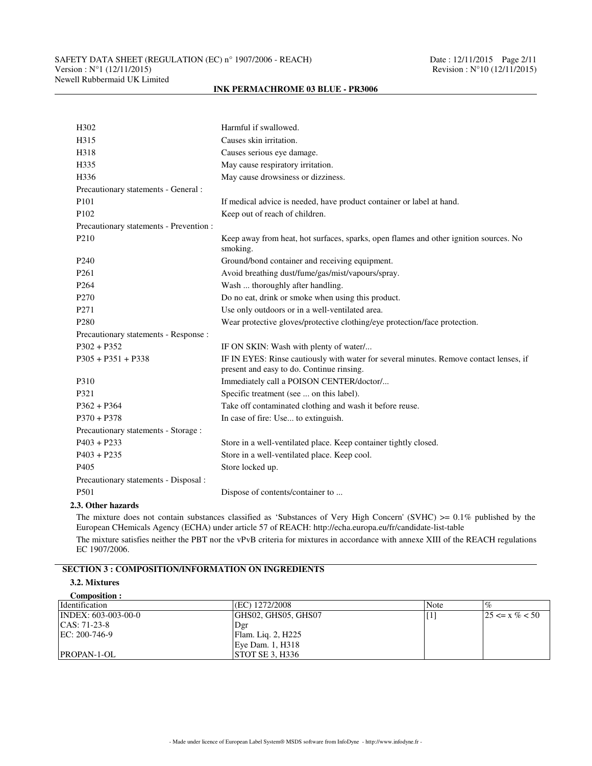| | |
|---|---|
| H302 | Harmful if swallowed. |
| H315 | Causes skin irritation. |
| H318 | Causes serious eye damage. |
| H335 | May cause respiratory irritation. |
| H336 | May cause drowsiness or dizziness. |
| Precautionary statements - General : | |
| P101 | If medical advice is needed, have product container or label at hand. |
| P102 | Keep out of reach of children. |
| Precautionary statements - Prevention : | |
| P210 | Keep away from heat, hot surfaces, sparks, open flames and other ignition sources. No smoking. |
| P240 | Ground/bond container and receiving equipment. |
| P261 | Avoid breathing dust/fume/gas/mist/vapours/spray. |
| P264 | Wash ... thoroughly after handling. |
| P270 | Do no eat, drink or smoke when using this product. |
| P271 | Use only outdoors or in a well-ventilated area. |
| P280 | Wear protective gloves/protective clothing/eye protection/face protection. |
| Precautionary statements - Response : | |
| P302 + P352 | IF ON SKIN: Wash with plenty of water/... |
| P305 + P351 + P338 | IF IN EYES: Rinse cautiously with water for several minutes. Remove contact lenses, if present and easy to do. Continue rinsing. |
| P310 | Immediately call a POISON CENTER/doctor/... |
| P321 | Specific treatment (see ... on this label). |
| P362 + P364 | Take off contaminated clothing and wash it before reuse. |
| P370 + P378 | In case of fire: Use... to extinguish. |
| Precautionary statements - Storage : | |
| P403 + P233 | Store in a well-ventilated place. Keep container tightly closed. |
| P403 + P235 | Store in a well-ventilated place. Keep cool. |
| P405 | Store locked up. |
| Precautionary statements - Disposal : | |
| P501 | Dispose of contents/container to ... |

### 2.3. Other hazards

The mixture does not contain substances classified as 'Substances of Very High Concern' (SVHC) >= 0.1% published by the European CHemicals Agency (ECHA) under article 57 of REACH: http://echa.europa.eu/fr/candidate-list-table

The mixture satisfies neither the PBT nor the vPvB criteria for mixtures in accordance with annexe XIII of the REACH regulations EC 1907/2006.

## SECTION 3 : COMPOSITION/INFORMATION ON INGREDIENTS

### 3.2. Mixtures

**Composition :**

| Identification | (EC) 1272/2008 | Note | % |
|---|---|---|---|
| INDEX: 603-003-00-0<br>CAS: 71-23-8<br>EC: 200-746-9<br><br>PROPAN-1-OL | GHS02, GHS05, GHS07<br>Dgr<br>Flam. Liq. 2, H225<br>Eye Dam. 1, H318<br>STOT SE 3, H336 | [1] | 25 <= x % < 50 |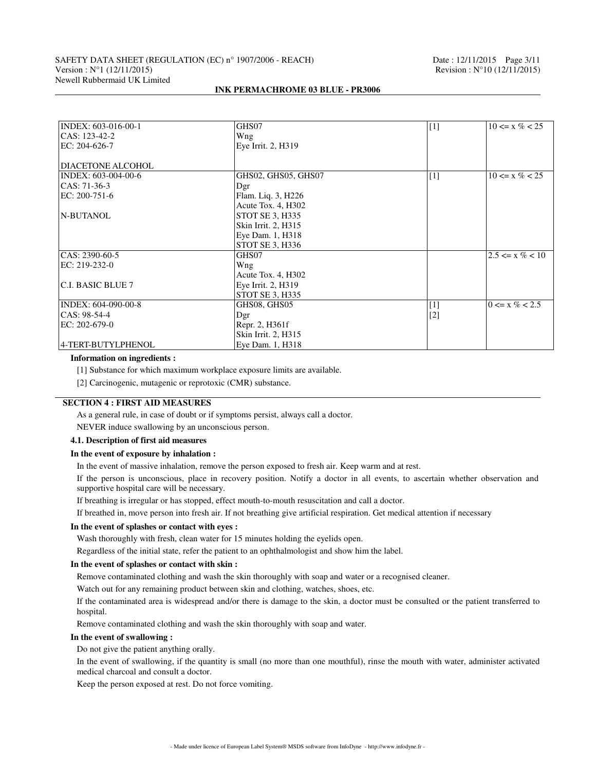| | | | |
|---|---|---|---|
| INDEX: 603-016-00-1<br>CAS: 123-42-2<br>EC: 204-626-7<br><br>DIACETONE ALCOHOL | GHS07<br>Wng<br>Eye Irrit. 2, H319 | [1] | 10 <= x % < 25 |
| INDEX: 603-004-00-6<br>CAS: 71-36-3<br>EC: 200-751-6<br><br>N-BUTANOL | GHS02, GHS05, GHS07<br>Dgr<br>Flam. Liq. 3, H226<br>Acute Tox. 4, H302<br>STOT SE 3, H335<br>Skin Irrit. 2, H315<br>Eye Dam. 1, H318<br>STOT SE 3, H336 | [1] | 10 <= x % < 25 |
| CAS: 2390-60-5<br>EC: 219-232-0<br><br>C.I. BASIC BLUE 7 | GHS07<br>Wng<br>Acute Tox. 4, H302<br>Eye Irrit. 2, H319<br>STOT SE 3, H335 | | 2.5 <= x % < 10 |
| INDEX: 604-090-00-8<br>CAS: 98-54-4<br>EC: 202-679-0<br><br>4-TERT-BUTYLPHENOL | GHS08, GHS05<br>Dgr<br>Repr. 2, H361f<br>Skin Irrit. 2, H315<br>Eye Dam. 1, H318 | [1]<br>[2] | 0 <= x % < 2.5 |

**Information on ingredients :**

[1] Substance for which maximum workplace exposure limits are available.

[2] Carcinogenic, mutagenic or reprotoxic (CMR) substance.

## SECTION 4 : FIRST AID MEASURES

As a general rule, in case of doubt or if symptoms persist, always call a doctor.

NEVER induce swallowing by an unconscious person.

### 4.1. Description of first aid measures

**In the event of exposure by inhalation :**

In the event of massive inhalation, remove the person exposed to fresh air. Keep warm and at rest.

If the person is unconscious, place in recovery position. Notify a doctor in all events, to ascertain whether observation and supportive hospital care will be necessary.

If breathing is irregular or has stopped, effect mouth-to-mouth resuscitation and call a doctor.

If breathed in, move person into fresh air. If not breathing give artificial respiration. Get medical attention if necessary

**In the event of splashes or contact with eyes :**

Wash thoroughly with fresh, clean water for 15 minutes holding the eyelids open.

Regardless of the initial state, refer the patient to an ophthalmologist and show him the label.

**In the event of splashes or contact with skin :**

Remove contaminated clothing and wash the skin thoroughly with soap and water or a recognised cleaner.

Watch out for any remaining product between skin and clothing, watches, shoes, etc.

If the contaminated area is widespread and/or there is damage to the skin, a doctor must be consulted or the patient transferred to hospital.

Remove contaminated clothing and wash the skin thoroughly with soap and water.

**In the event of swallowing :**

Do not give the patient anything orally.

In the event of swallowing, if the quantity is small (no more than one mouthful), rinse the mouth with water, administer activated medical charcoal and consult a doctor.

Keep the person exposed at rest. Do not force vomiting.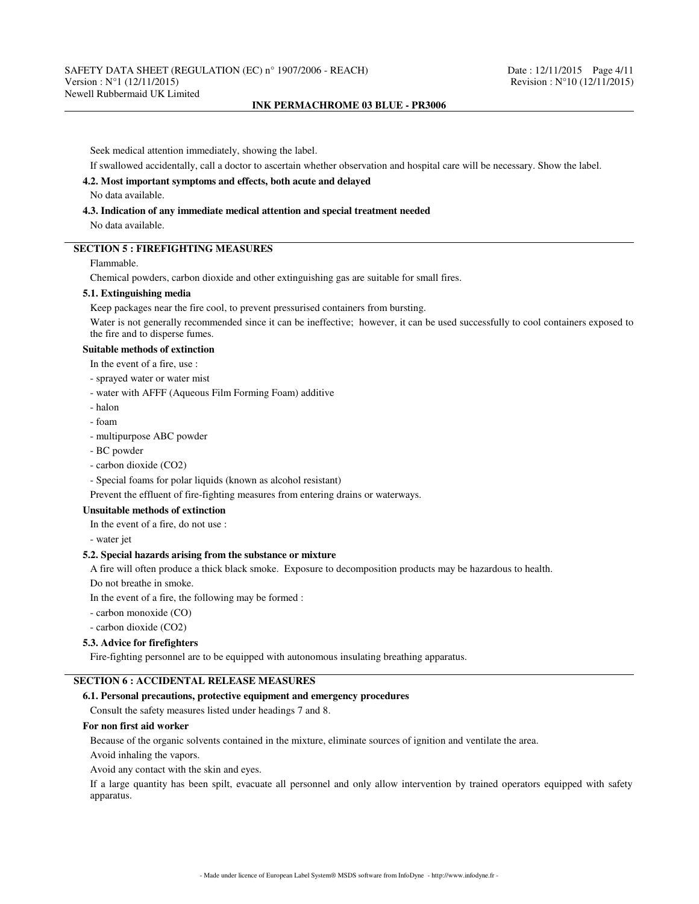Seek medical attention immediately, showing the label.

If swallowed accidentally, call a doctor to ascertain whether observation and hospital care will be necessary. Show the label.

### 4.2. Most important symptoms and effects, both acute and delayed

No data available.

### 4.3. Indication of any immediate medical attention and special treatment needed

No data available.

## SECTION 5 : FIREFIGHTING MEASURES

Flammable.

Chemical powders, carbon dioxide and other extinguishing gas are suitable for small fires.

### 5.1. Extinguishing media

Keep packages near the fire cool, to prevent pressurised containers from bursting.

Water is not generally recommended since it can be ineffective; however, it can be used successfully to cool containers exposed to the fire and to disperse fumes.

#### Suitable methods of extinction

In the event of a fire, use :

- sprayed water or water mist
- water with AFFF (Aqueous Film Forming Foam) additive
- halon
- foam
- multipurpose ABC powder
- BC powder
- carbon dioxide ($CO_2$)
- Special foams for polar liquids (known as alcohol resistant)

Prevent the effluent of fire-fighting measures from entering drains or waterways.

#### Unsuitable methods of extinction

In the event of a fire, do not use :

- water jet

### 5.2. Special hazards arising from the substance or mixture

A fire will often produce a thick black smoke. Exposure to decomposition products may be hazardous to health.

Do not breathe in smoke.

In the event of a fire, the following may be formed :

- carbon monoxide (CO)
- carbon dioxide ($CO_2$)

### 5.3. Advice for firefighters

Fire-fighting personnel are to be equipped with autonomous insulating breathing apparatus.

## SECTION 6 : ACCIDENTAL RELEASE MEASURES

### 6.1. Personal precautions, protective equipment and emergency procedures

Consult the safety measures listed under headings 7 and 8.

#### For non first aid worker

Because of the organic solvents contained in the mixture, eliminate sources of ignition and ventilate the area.

Avoid inhaling the vapors.

Avoid any contact with the skin and eyes.

If a large quantity has been spilt, evacuate all personnel and only allow intervention by trained operators equipped with safety apparatus.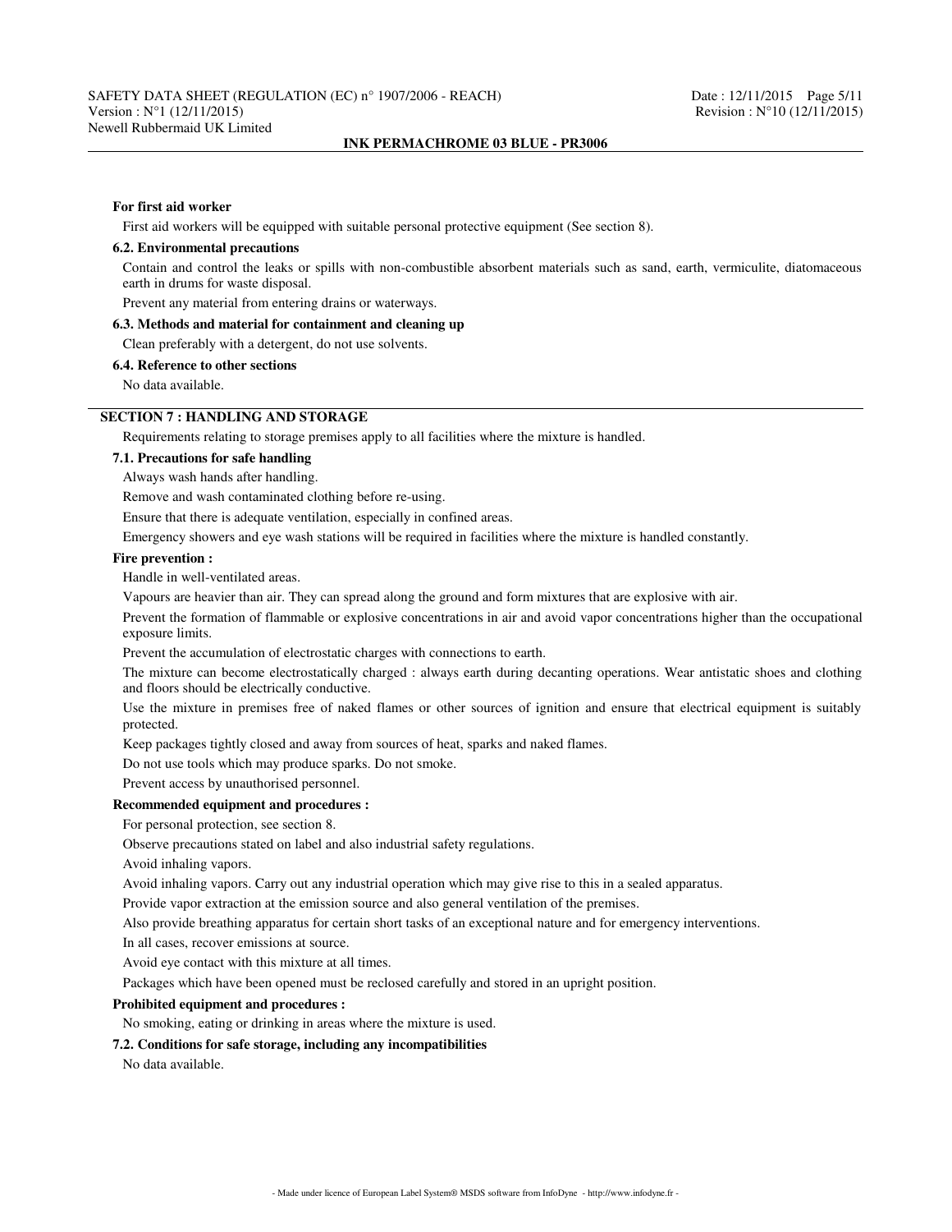**For first aid worker**

First aid workers will be equipped with suitable personal protective equipment (See section 8).

**6.2. Environmental precautions**

Contain and control the leaks or spills with non-combustible absorbent materials such as sand, earth, vermiculite, diatomaceous earth in drums for waste disposal.

Prevent any material from entering drains or waterways.

**6.3. Methods and material for containment and cleaning up**

Clean preferably with a detergent, do not use solvents.

**6.4. Reference to other sections**

No data available.

## SECTION 7 : HANDLING AND STORAGE

Requirements relating to storage premises apply to all facilities where the mixture is handled.

**7.1. Precautions for safe handling**

Always wash hands after handling.

Remove and wash contaminated clothing before re-using.

Ensure that there is adequate ventilation, especially in confined areas.

Emergency showers and eye wash stations will be required in facilities where the mixture is handled constantly.

**Fire prevention :**

Handle in well-ventilated areas.

Vapours are heavier than air. They can spread along the ground and form mixtures that are explosive with air.

Prevent the formation of flammable or explosive concentrations in air and avoid vapor concentrations higher than the occupational exposure limits.

Prevent the accumulation of electrostatic charges with connections to earth.

The mixture can become electrostatically charged : always earth during decanting operations. Wear antistatic shoes and clothing and floors should be electrically conductive.

Use the mixture in premises free of naked flames or other sources of ignition and ensure that electrical equipment is suitably protected.

Keep packages tightly closed and away from sources of heat, sparks and naked flames.

Do not use tools which may produce sparks. Do not smoke.

Prevent access by unauthorised personnel.

**Recommended equipment and procedures :**

For personal protection, see section 8.

Observe precautions stated on label and also industrial safety regulations.

Avoid inhaling vapors.

Avoid inhaling vapors. Carry out any industrial operation which may give rise to this in a sealed apparatus.

Provide vapor extraction at the emission source and also general ventilation of the premises.

Also provide breathing apparatus for certain short tasks of an exceptional nature and for emergency interventions.

In all cases, recover emissions at source.

Avoid eye contact with this mixture at all times.

Packages which have been opened must be reclosed carefully and stored in an upright position.

**Prohibited equipment and procedures :**

No smoking, eating or drinking in areas where the mixture is used.

**7.2. Conditions for safe storage, including any incompatibilities**

No data available.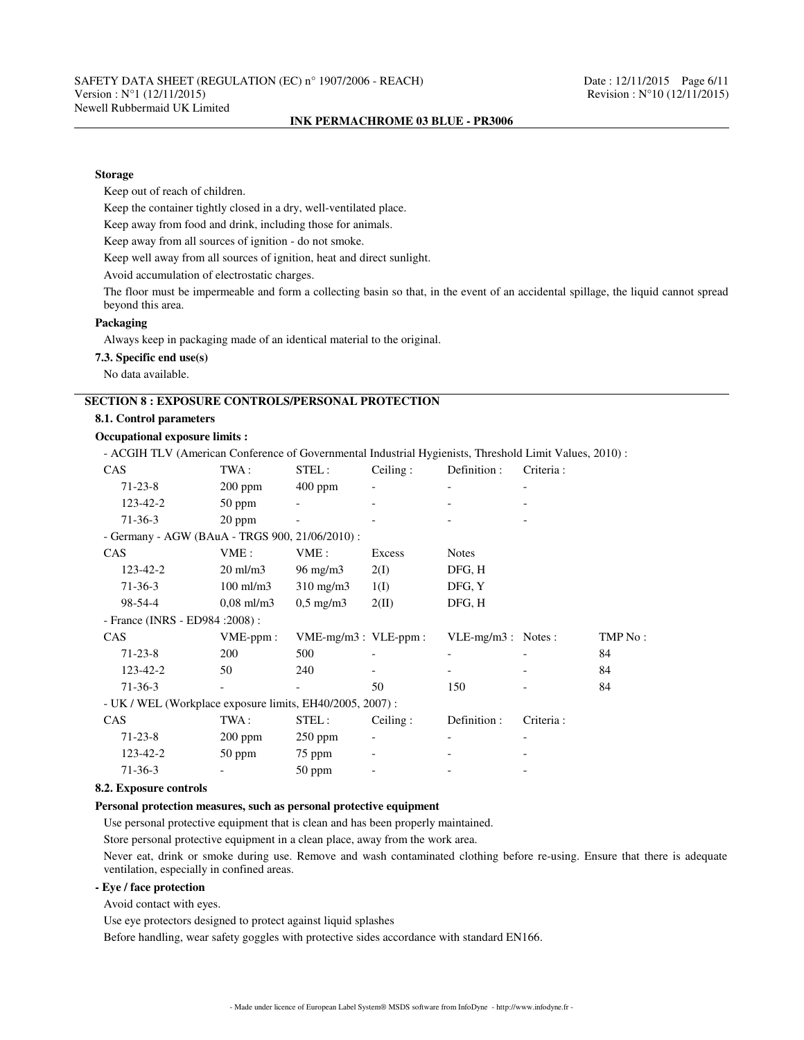**Storage**

Keep out of reach of children.

Keep the container tightly closed in a dry, well-ventilated place.

Keep away from food and drink, including those for animals.

Keep away from all sources of ignition - do not smoke.

Keep well away from all sources of ignition, heat and direct sunlight.

Avoid accumulation of electrostatic charges.

The floor must be impermeable and form a collecting basin so that, in the event of an accidental spillage, the liquid cannot spread beyond this area.

**Packaging**

Always keep in packaging made of an identical material to the original.

**7.3. Specific end use(s)**

No data available.

## SECTION 8 : EXPOSURE CONTROLS/PERSONAL PROTECTION

### 8.1. Control parameters

**Occupational exposure limits :**

- ACGIH TLV (American Conference of Governmental Industrial Hygienists, Threshold Limit Values, 2010) :

| CAS | TWA : | STEL : | Ceiling : | Definition : | Criteria : |
|---|---|---|---|---|---|
| 71-23-8 | 200 ppm | 400 ppm | - | - | - |
| 123-42-2 | 50 ppm | - | - | - | - |
| 71-36-3 | 20 ppm | - | - | - | - |

- Germany - AGW (BAuA - TRGS 900, 21/06/2010) :

| CAS | VME : | VME : | Excess | Notes |
|---|---|---|---|---|
| 123-42-2 | 20 ml/m3 | 96 mg/m3 | 2(I) | DFG, H |
| 71-36-3 | 100 ml/m3 | 310 mg/m3 | 1(I) | DFG, Y |
| 98-54-4 | 0,08 ml/m3 | 0,5 mg/m3 | 2(II) | DFG, H |

- France (INRS - ED984 :2008) :

| CAS | VME-ppm : | VME-mg/m3 : | VLE-ppm : | VLE-mg/m3 : | Notes : | TMP No : |
|---|---|---|---|---|---|---|
| 71-23-8 | 200 | 500 | - | - | - | 84 |
| 123-42-2 | 50 | 240 | - | - | - | 84 |
| 71-36-3 | - | - | 50 | 150 | - | 84 |

- UK / WEL (Workplace exposure limits, EH40/2005, 2007) :

| CAS | TWA : | STEL : | Ceiling : | Definition : | Criteria : |
|---|---|---|---|---|---|
| 71-23-8 | 200 ppm | 250 ppm | - | - | - |
| 123-42-2 | 50 ppm | 75 ppm | - | - | - |
| 71-36-3 | - | 50 ppm | - | - | - |

### 8.2. Exposure controls

**Personal protection measures, such as personal protective equipment**

Use personal protective equipment that is clean and has been properly maintained.

Store personal protective equipment in a clean place, away from the work area.

Never eat, drink or smoke during use. Remove and wash contaminated clothing before re-using. Ensure that there is adequate ventilation, especially in confined areas.

**- Eye / face protection**

Avoid contact with eyes.

Use eye protectors designed to protect against liquid splashes

Before handling, wear safety goggles with protective sides accordance with standard EN166.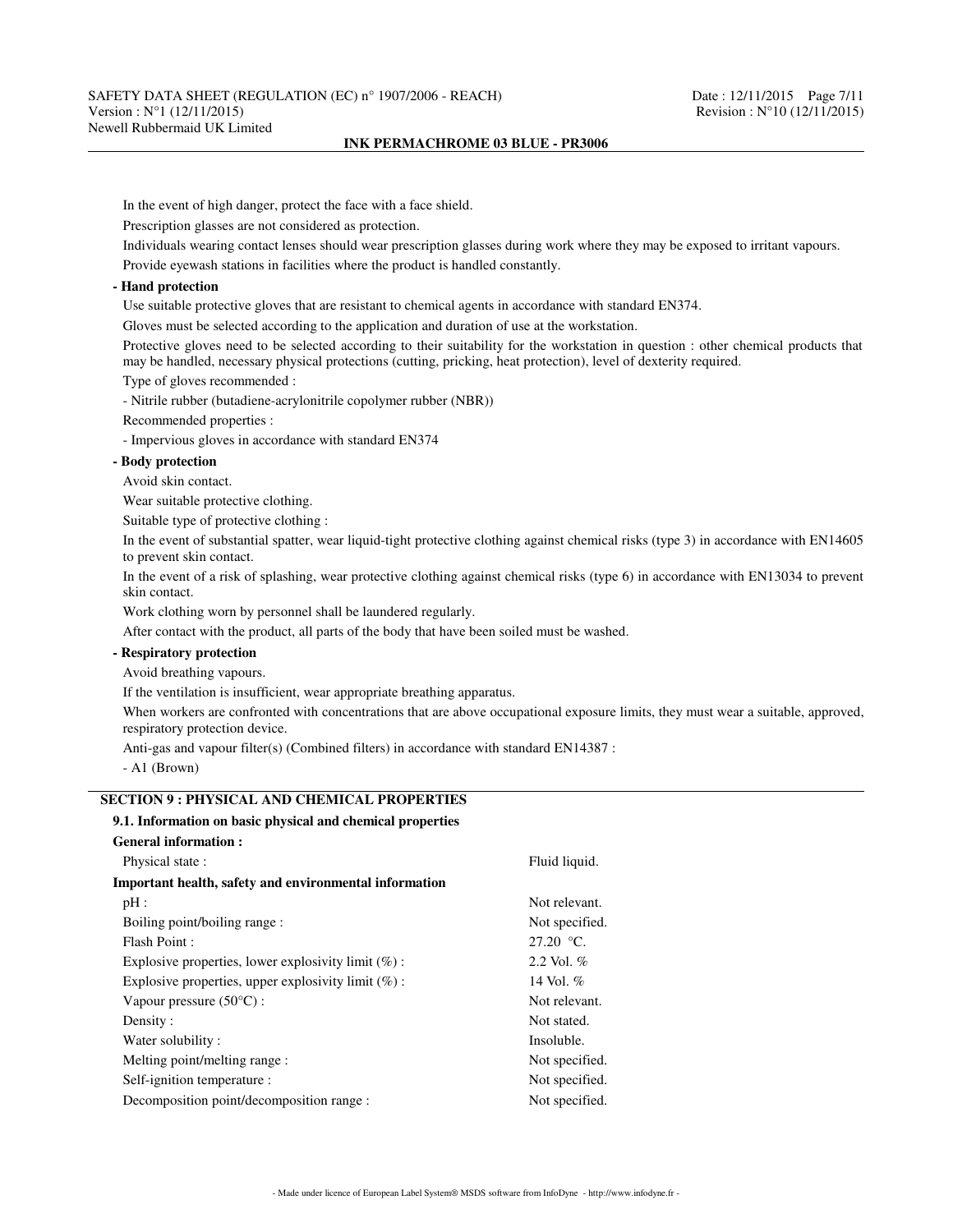In the event of high danger, protect the face with a face shield.

Prescription glasses are not considered as protection.

Individuals wearing contact lenses should wear prescription glasses during work where they may be exposed to irritant vapours.

Provide eyewash stations in facilities where the product is handled constantly.

**- Hand protection**

Use suitable protective gloves that are resistant to chemical agents in accordance with standard EN374.

Gloves must be selected according to the application and duration of use at the workstation.

Protective gloves need to be selected according to their suitability for the workstation in question : other chemical products that may be handled, necessary physical protections (cutting, pricking, heat protection), level of dexterity required.

Type of gloves recommended :

- Nitrile rubber (butadiene-acrylonitrile copolymer rubber (NBR))

Recommended properties :

- Impervious gloves in accordance with standard EN374

**- Body protection**

Avoid skin contact.

Wear suitable protective clothing.

Suitable type of protective clothing :

In the event of substantial spatter, wear liquid-tight protective clothing against chemical risks (type 3) in accordance with EN14605 to prevent skin contact.

In the event of a risk of splashing, wear protective clothing against chemical risks (type 6) in accordance with EN13034 to prevent skin contact.

Work clothing worn by personnel shall be laundered regularly.

After contact with the product, all parts of the body that have been soiled must be washed.

**- Respiratory protection**

Avoid breathing vapours.

If the ventilation is insufficient, wear appropriate breathing apparatus.

When workers are confronted with concentrations that are above occupational exposure limits, they must wear a suitable, approved, respiratory protection device.

Anti-gas and vapour filter(s) (Combined filters) in accordance with standard EN14387 :

- A1 (Brown)

## SECTION 9 : PHYSICAL AND CHEMICAL PROPERTIES

### 9.1. Information on basic physical and chemical properties

**General information :**

| | |
|---|---|
| Physical state : | Fluid liquid. |

**Important health, safety and environmental information**

| | |
|---|---|
| pH : | Not relevant. |
| Boiling point/boiling range : | Not specified. |
| Flash Point : | 27.20 °C. |
| Explosive properties, lower explosivity limit (%) : | 2.2 Vol. % |
| Explosive properties, upper explosivity limit (%) : | 14 Vol. % |
| Vapour pressure (50°C) : | Not relevant. |
| Density : | Not stated. |
| Water solubility : | Insoluble. |
| Melting point/melting range : | Not specified. |
| Self-ignition temperature : | Not specified. |
| Decomposition point/decomposition range : | Not specified. |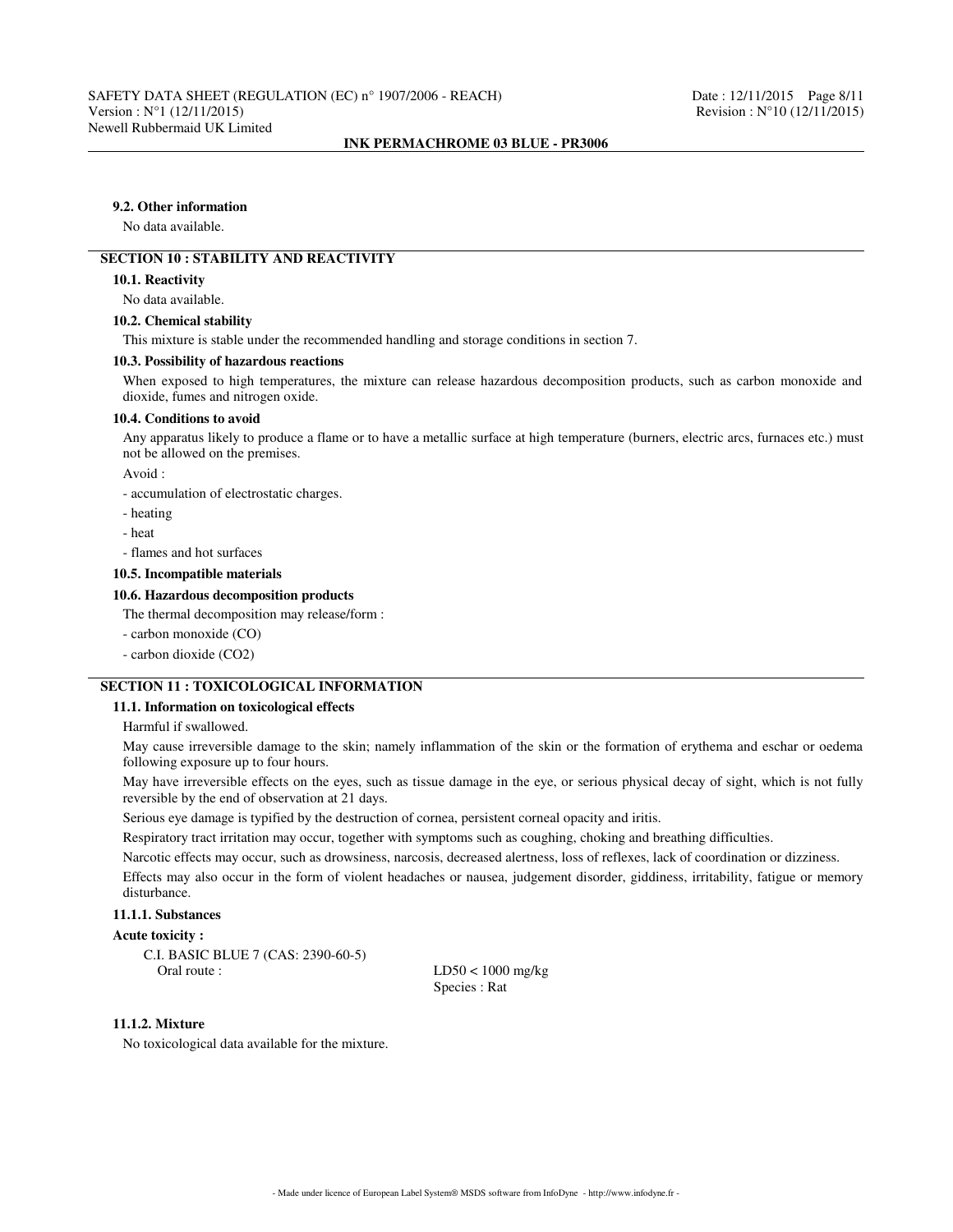#### 9.2. Other information

No data available.

## SECTION 10 : STABILITY AND REACTIVITY

#### 10.1. Reactivity

No data available.

#### 10.2. Chemical stability

This mixture is stable under the recommended handling and storage conditions in section 7.

#### 10.3. Possibility of hazardous reactions

When exposed to high temperatures, the mixture can release hazardous decomposition products, such as carbon monoxide and dioxide, fumes and nitrogen oxide.

#### 10.4. Conditions to avoid

Any apparatus likely to produce a flame or to have a metallic surface at high temperature (burners, electric arcs, furnaces etc.) must not be allowed on the premises.

Avoid :

- accumulation of electrostatic charges.
- heating
- heat
- flames and hot surfaces

#### 10.5. Incompatible materials

#### 10.6. Hazardous decomposition products

The thermal decomposition may release/form :

- carbon monoxide (CO)
- carbon dioxide ($CO_2$)

## SECTION 11 : TOXICOLOGICAL INFORMATION

#### 11.1. Information on toxicological effects

Harmful if swallowed.

May cause irreversible damage to the skin; namely inflammation of the skin or the formation of erythema and eschar or oedema following exposure up to four hours.

May have irreversible effects on the eyes, such as tissue damage in the eye, or serious physical decay of sight, which is not fully reversible by the end of observation at 21 days.

Serious eye damage is typified by the destruction of cornea, persistent corneal opacity and iritis.

Respiratory tract irritation may occur, together with symptoms such as coughing, choking and breathing difficulties.

Narcotic effects may occur, such as drowsiness, narcosis, decreased alertness, loss of reflexes, lack of coordination or dizziness.

Effects may also occur in the form of violent headaches or nausea, judgement disorder, giddiness, irritability, fatigue or memory disturbance.

#### 11.1.1. Substances

**Acute toxicity :**

C.I. BASIC BLUE 7 (CAS: 2390-60-5)

| | |
|---|---|
| Oral route : | LD50 < 1000 mg/kg<br>Species : Rat |

#### 11.1.2. Mixture

No toxicological data available for the mixture.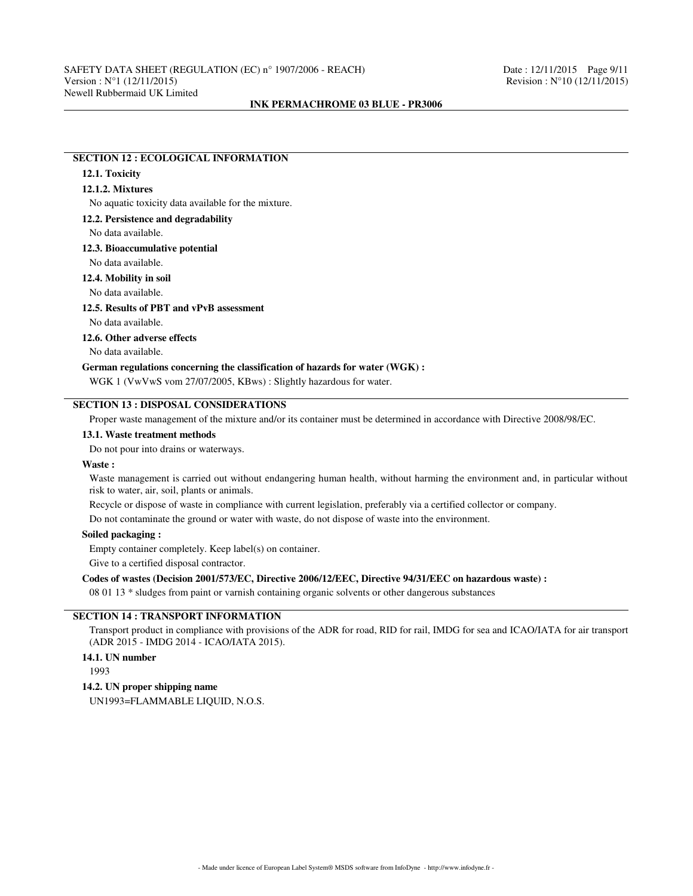## SECTION 12 : ECOLOGICAL INFORMATION

### 12.1. Toxicity

#### 12.1.2. Mixtures

No aquatic toxicity data available for the mixture.

### 12.2. Persistence and degradability

No data available.

### 12.3. Bioaccumulative potential

No data available.

### 12.4. Mobility in soil

No data available.

### 12.5. Results of PBT and vPvB assessment

No data available.

### 12.6. Other adverse effects

No data available.

**German regulations concerning the classification of hazards for water (WGK) :**

WGK 1 (VwVwS vom 27/07/2005, KBws) : Slightly hazardous for water.

## SECTION 13 : DISPOSAL CONSIDERATIONS

Proper waste management of the mixture and/or its container must be determined in accordance with Directive 2008/98/EC.

### 13.1. Waste treatment methods

Do not pour into drains or waterways.

**Waste :**

Waste management is carried out without endangering human health, without harming the environment and, in particular without risk to water, air, soil, plants or animals.

Recycle or dispose of waste in compliance with current legislation, preferably via a certified collector or company.

Do not contaminate the ground or water with waste, do not dispose of waste into the environment.

**Soiled packaging :**

Empty container completely. Keep label(s) on container.

Give to a certified disposal contractor.

**Codes of wastes (Decision 2001/573/EC, Directive 2006/12/EEC, Directive 94/31/EEC on hazardous waste) :**

08 01 13 * sludges from paint or varnish containing organic solvents or other dangerous substances

## SECTION 14 : TRANSPORT INFORMATION

Transport product in compliance with provisions of the ADR for road, RID for rail, IMDG for sea and ICAO/IATA for air transport (ADR 2015 - IMDG 2014 - ICAO/IATA 2015).

### 14.1. UN number

1993

### 14.2. UN proper shipping name

UN1993=FLAMMABLE LIQUID, N.O.S.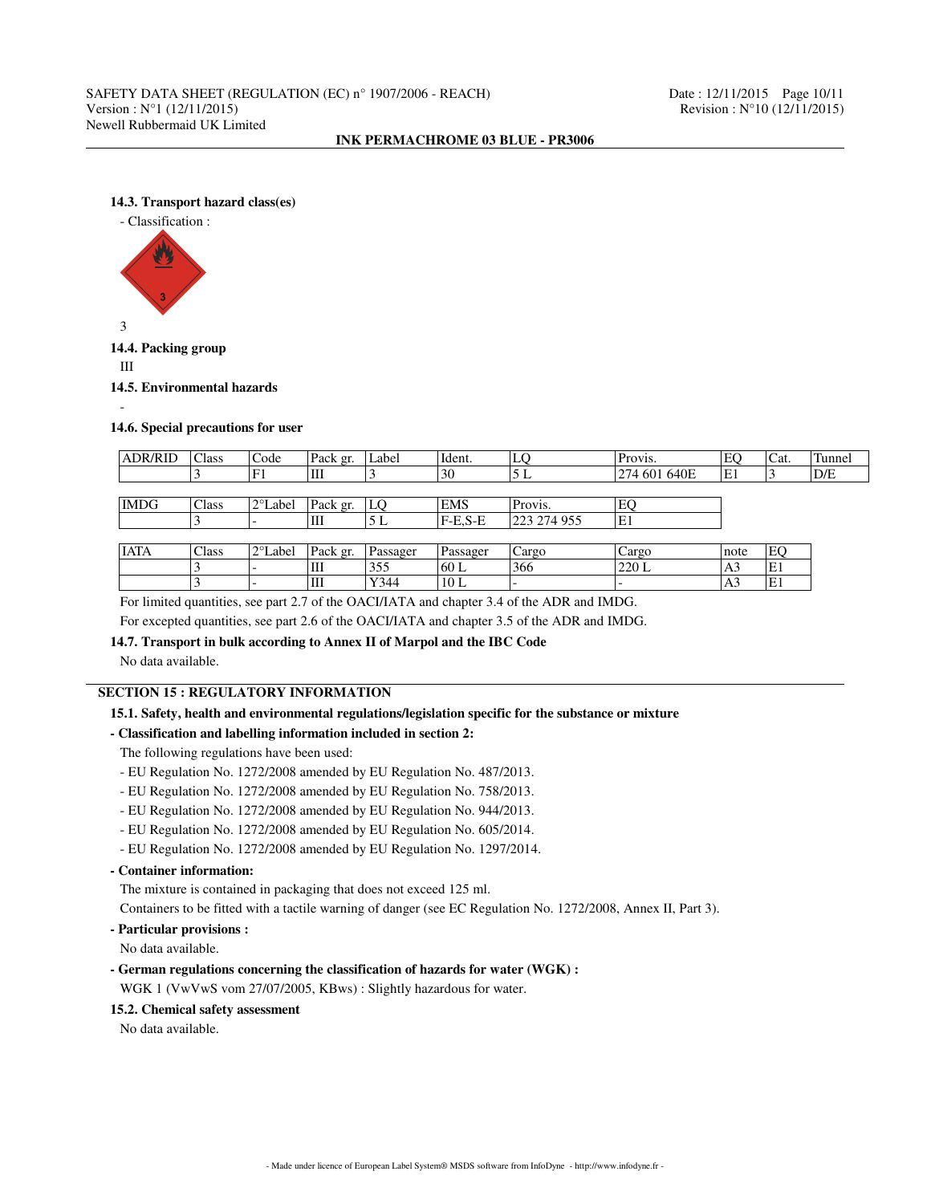#### 14.3. Transport hazard class(es)

- Classification :

3

#### 14.4. Packing group

III

#### 14.5. Environmental hazards

-

#### 14.6. Special precautions for user

| ADR/RID | Class | Code | Pack gr. | Label | Ident. | LQ | Provis. | EQ | Cat. | Tunnel |
|---|---|---|---|---|---|---|---|---|---|---|
| | 3 | F1 | III | 3 | 30 | 5 L | 274 601 640E | E1 | 3 | D/E |

| IMDG | Class | 2°Label | Pack gr. | LQ | EMS | Provis. | EQ |
|---|---|---|---|---|---|---|---|
| | 3 | - | III | 5 L | F-E,S-E | 223 274 955 | E1 |

| IATA | Class | 2°Label | Pack gr. | Passager | Passager | Cargo | Cargo | note | EQ |
|---|---|---|---|---|---|---|---|---|---|
| | 3 | - | III | 355 | 60 L | 366 | 220 L | A3 | E1 |
| | 3 | - | III | Y344 | 10 L | - | - | A3 | E1 |

For limited quantities, see part 2.7 of the OACI/IATA and chapter 3.4 of the ADR and IMDG.

For excepted quantities, see part 2.6 of the OACI/IATA and chapter 3.5 of the ADR and IMDG.

#### 14.7. Transport in bulk according to Annex II of Marpol and the IBC Code

No data available.

## SECTION 15 : REGULATORY INFORMATION

#### 15.1. Safety, health and environmental regulations/legislation specific for the substance or mixture

**- Classification and labelling information included in section 2:**

The following regulations have been used:

- EU Regulation No. 1272/2008 amended by EU Regulation No. 487/2013.
- EU Regulation No. 1272/2008 amended by EU Regulation No. 758/2013.
- EU Regulation No. 1272/2008 amended by EU Regulation No. 944/2013.
- EU Regulation No. 1272/2008 amended by EU Regulation No. 605/2014.
- EU Regulation No. 1272/2008 amended by EU Regulation No. 1297/2014.

**- Container information:**

The mixture is contained in packaging that does not exceed 125 ml.

Containers to be fitted with a tactile warning of danger (see EC Regulation No. 1272/2008, Annex II, Part 3).

**- Particular provisions :**

No data available.

**- German regulations concerning the classification of hazards for water (WGK) :**

WGK 1 (VwVwS vom 27/07/2005, KBws) : Slightly hazardous for water.

#### 15.2. Chemical safety assessment

No data available.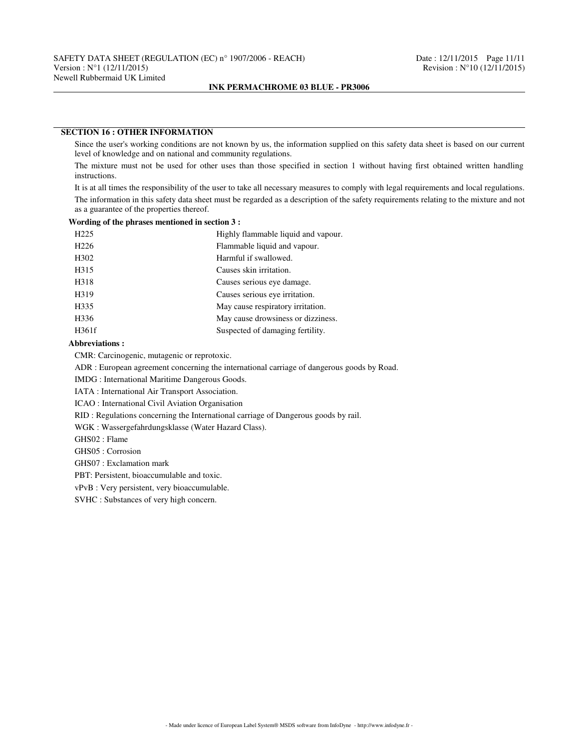## SECTION 16 : OTHER INFORMATION

Since the user's working conditions are not known by us, the information supplied on this safety data sheet is based on our current level of knowledge and on national and community regulations.

The mixture must not be used for other uses than those specified in section 1 without having first obtained written handling instructions.

It is at all times the responsibility of the user to take all necessary measures to comply with legal requirements and local regulations.

The information in this safety data sheet must be regarded as a description of the safety requirements relating to the mixture and not as a guarantee of the properties thereof.

**Wording of the phrases mentioned in section 3 :**

| | |
|---|---|
| H225 | Highly flammable liquid and vapour. |
| H226 | Flammable liquid and vapour. |
| H302 | Harmful if swallowed. |
| H315 | Causes skin irritation. |
| H318 | Causes serious eye damage. |
| H319 | Causes serious eye irritation. |
| H335 | May cause respiratory irritation. |
| H336 | May cause drowsiness or dizziness. |
| H361f | Suspected of damaging fertility. |

**Abbreviations :**

CMR: Carcinogenic, mutagenic or reprotoxic.

ADR : European agreement concerning the international carriage of dangerous goods by Road.

IMDG : International Maritime Dangerous Goods.

IATA : International Air Transport Association.

ICAO : International Civil Aviation Organisation

RID : Regulations concerning the International carriage of Dangerous goods by rail.

WGK : Wassergefahrdungsklasse (Water Hazard Class).

GHS02 : Flame

GHS05 : Corrosion

GHS07 : Exclamation mark

PBT: Persistent, bioaccumulable and toxic.

vPvB : Very persistent, very bioaccumulable.

SVHC : Substances of very high concern.